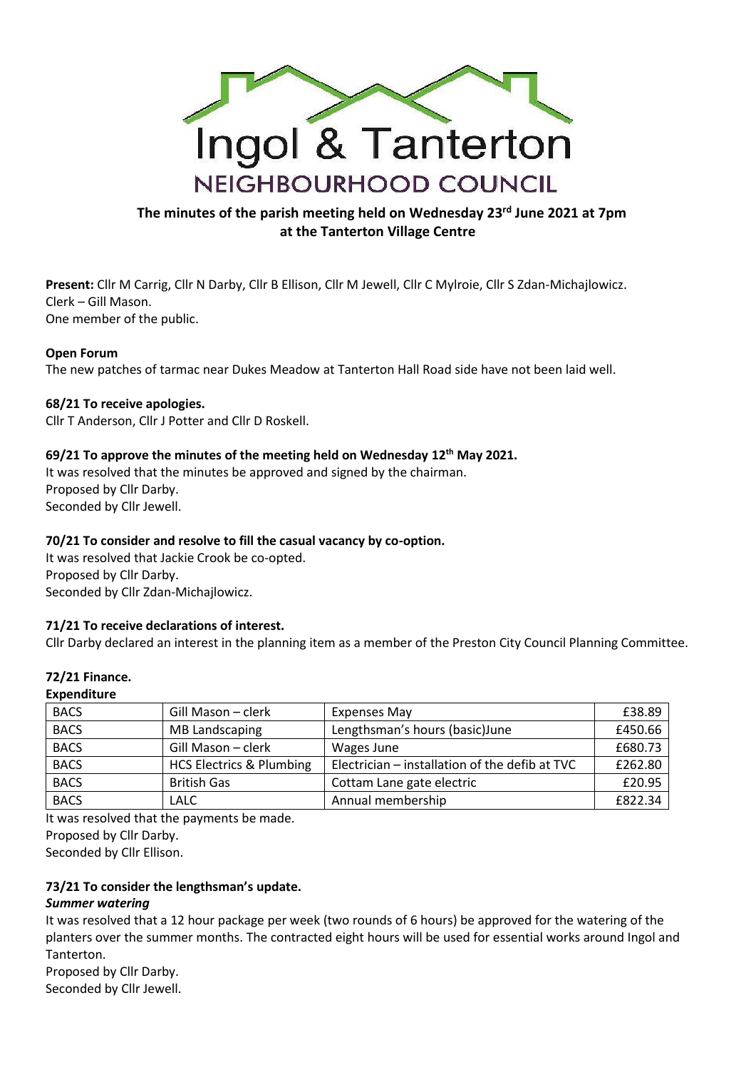Ingol & Tanterton

NEIGHBOURHOOD COUNCIL

## The minutes of the parish meeting held on Wednesday 23rd June 2021 at 7pm at the Tanterton Village Centre

**Present:** Cllr M Carrig, Cllr N Darby, Cllr B Ellison, Cllr M Jewell, Cllr C Mylroie, Cllr S Zdan-Michajlowicz.
Clerk – Gill Mason.
One member of the public.

### Open Forum

The new patches of tarmac near Dukes Meadow at Tanterton Hall Road side have not been laid well.

### 68/21 To receive apologies.

Cllr T Anderson, Cllr J Potter and Cllr D Roskell.

### 69/21 To approve the minutes of the meeting held on Wednesday 12th May 2021.

It was resolved that the minutes be approved and signed by the chairman.
Proposed by Cllr Darby.
Seconded by Cllr Jewell.

### 70/21 To consider and resolve to fill the casual vacancy by co-option.

It was resolved that Jackie Crook be co-opted.
Proposed by Cllr Darby.
Seconded by Cllr Zdan-Michajlowicz.

### 71/21 To receive declarations of interest.

Cllr Darby declared an interest in the planning item as a member of the Preston City Council Planning Committee.

### 72/21 Finance.

**Expenditure**

| | | | |
|---|---|---|---|
| BACS | Gill Mason – clerk | Expenses May | £38.89 |
| BACS | MB Landscaping | Lengthsman's hours (basic)June | £450.66 |
| BACS | Gill Mason – clerk | Wages June | £680.73 |
| BACS | HCS Electrics & Plumbing | Electrician – installation of the defib at TVC | £262.80 |
| BACS | British Gas | Cottam Lane gate electric | £20.95 |
| BACS | LALC | Annual membership | £822.34 |

It was resolved that the payments be made.
Proposed by Cllr Darby.
Seconded by Cllr Ellison.

### 73/21 To consider the lengthsman's update.

***Summer watering***

It was resolved that a 12 hour package per week (two rounds of 6 hours) be approved for the watering of the planters over the summer months. The contracted eight hours will be used for essential works around Ingol and Tanterton.
Proposed by Cllr Darby.
Seconded by Cllr Jewell.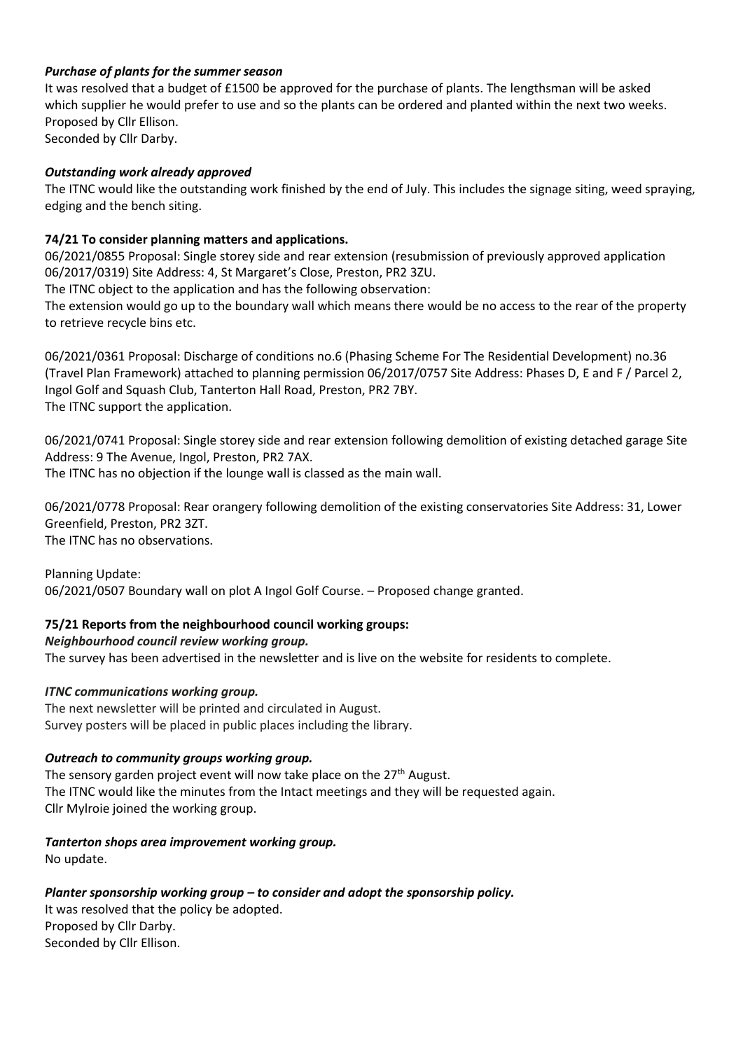***Purchase of plants for the summer season***

It was resolved that a budget of £1500 be approved for the purchase of plants. The lengthsman will be asked which supplier he would prefer to use and so the plants can be ordered and planted within the next two weeks.
Proposed by Cllr Ellison.
Seconded by Cllr Darby.

***Outstanding work already approved***

The ITNC would like the outstanding work finished by the end of July. This includes the signage siting, weed spraying, edging and the bench siting.

**74/21 To consider planning matters and applications.**

06/2021/0855 Proposal: Single storey side and rear extension (resubmission of previously approved application 06/2017/0319) Site Address: 4, St Margaret's Close, Preston, PR2 3ZU.
The ITNC object to the application and has the following observation:
The extension would go up to the boundary wall which means there would be no access to the rear of the property to retrieve recycle bins etc.

06/2021/0361 Proposal: Discharge of conditions no.6 (Phasing Scheme For The Residential Development) no.36 (Travel Plan Framework) attached to planning permission 06/2017/0757 Site Address: Phases D, E and F / Parcel 2, Ingol Golf and Squash Club, Tanterton Hall Road, Preston, PR2 7BY.
The ITNC support the application.

06/2021/0741 Proposal: Single storey side and rear extension following demolition of existing detached garage Site Address: 9 The Avenue, Ingol, Preston, PR2 7AX.
The ITNC has no objection if the lounge wall is classed as the main wall.

06/2021/0778 Proposal: Rear orangery following demolition of the existing conservatories Site Address: 31, Lower Greenfield, Preston, PR2 3ZT.
The ITNC has no observations.

Planning Update:
06/2021/0507 Boundary wall on plot A Ingol Golf Course. – Proposed change granted.

**75/21 Reports from the neighbourhood council working groups:**

***Neighbourhood council review working group.***

The survey has been advertised in the newsletter and is live on the website for residents to complete.

***ITNC communications working group.***

The next newsletter will be printed and circulated in August.
Survey posters will be placed in public places including the library.

***Outreach to community groups working group.***

The sensory garden project event will now take place on the 27th August.
The ITNC would like the minutes from the Intact meetings and they will be requested again.
Cllr Mylroie joined the working group.

***Tanterton shops area improvement working group.***

No update.

***Planter sponsorship working group – to consider and adopt the sponsorship policy.***

It was resolved that the policy be adopted.
Proposed by Cllr Darby.
Seconded by Cllr Ellison.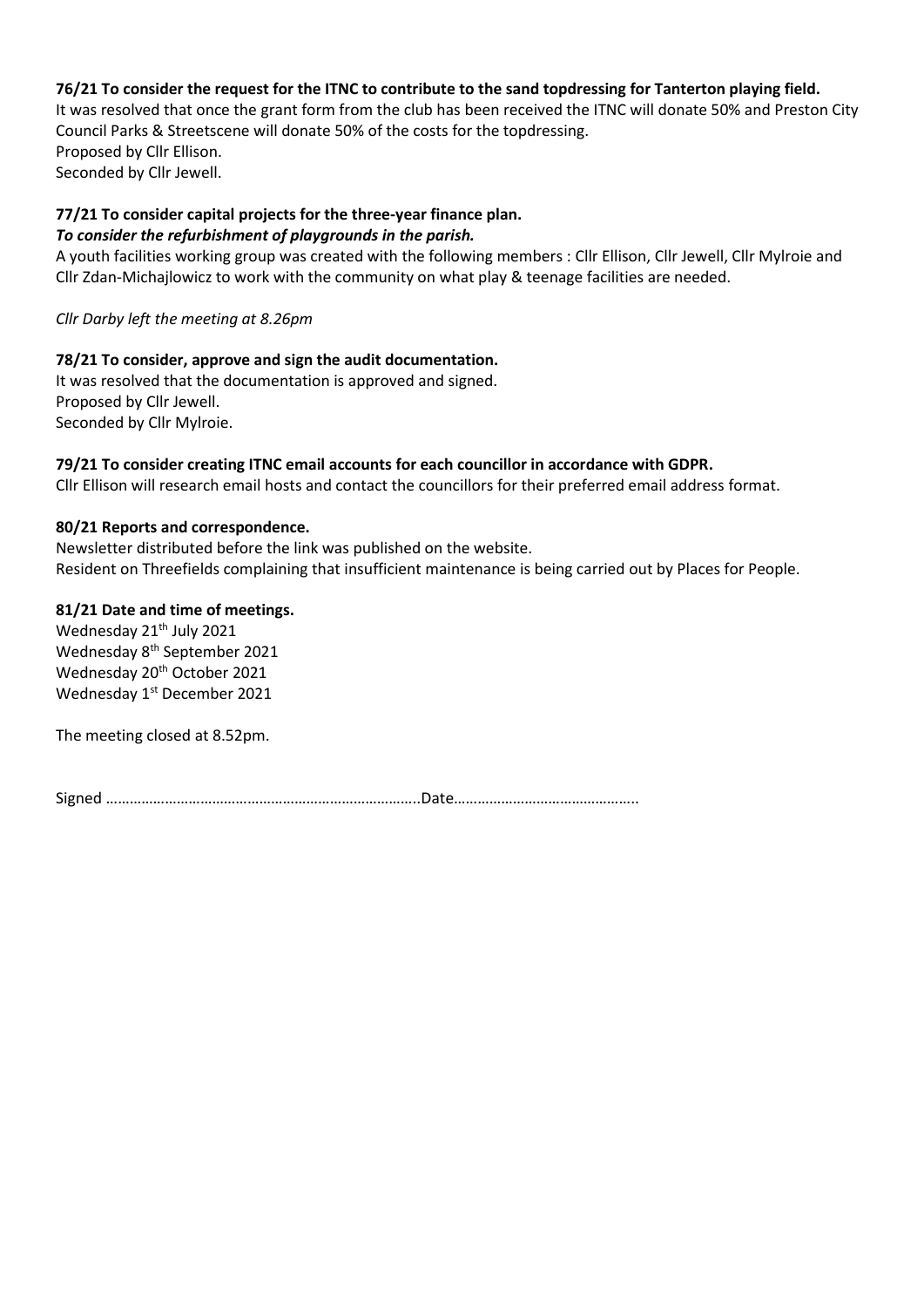**76/21 To consider the request for the ITNC to contribute to the sand topdressing for Tanterton playing field.**

It was resolved that once the grant form from the club has been received the ITNC will donate 50% and Preston City Council Parks & Streetscene will donate 50% of the costs for the topdressing.
Proposed by Cllr Ellison.
Seconded by Cllr Jewell.

**77/21 To consider capital projects for the three-year finance plan.**
***To consider the refurbishment of playgrounds in the parish.***

A youth facilities working group was created with the following members : Cllr Ellison, Cllr Jewell, Cllr Mylroie and Cllr Zdan-Michajlowicz to work with the community on what play & teenage facilities are needed.

*Cllr Darby left the meeting at 8.26pm*

**78/21 To consider, approve and sign the audit documentation.**

It was resolved that the documentation is approved and signed.
Proposed by Cllr Jewell.
Seconded by Cllr Mylroie.

**79/21 To consider creating ITNC email accounts for each councillor in accordance with GDPR.**

Cllr Ellison will research email hosts and contact the councillors for their preferred email address format.

**80/21 Reports and correspondence.**

Newsletter distributed before the link was published on the website.
Resident on Threefields complaining that insufficient maintenance is being carried out by Places for People.

**81/21 Date and time of meetings.**

Wednesday 21st July 2021
Wednesday 8th September 2021
Wednesday 20th October 2021
Wednesday 1st December 2021

The meeting closed at 8.52pm.

Signed ……………………………………………………………………..Date……………………………………….